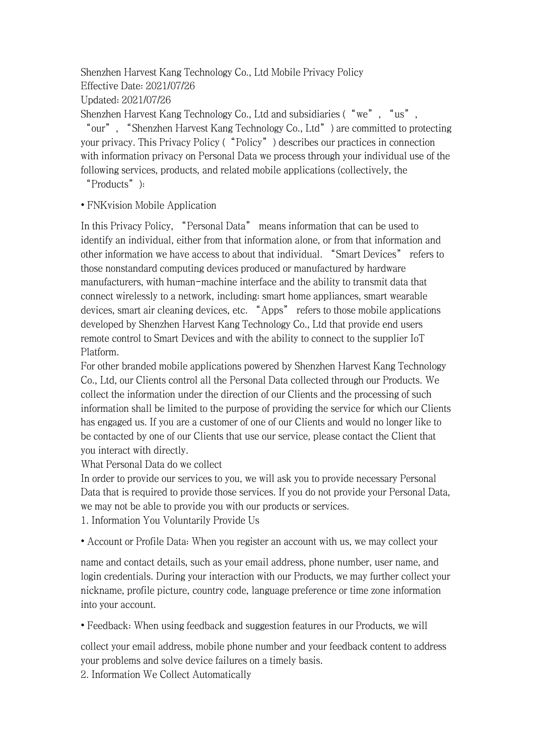# Shenzhen Harvest Kang Technology Co., Ltd Mobile Privacy Policy

Effective Date: 2021/07/26

Updated: 2021/07/26

Shenzhen Harvest Kang Technology Co., Ltd and subsidiaries (“we”, “us”, “our”, “Shenzhen Harvest Kang Technology Co., Ltd”) are committed to protecting your privacy. This Privacy Policy (“Policy”) describes our practices in connection with information privacy on Personal Data we process through your individual use of the following services, products, and related mobile applications (collectively, the “Products”):

- FNKvision Mobile Application

In this Privacy Policy, “Personal Data” means information that can be used to identify an individual, either from that information alone, or from that information and other information we have access to about that individual. “Smart Devices” refers to those nonstandard computing devices produced or manufactured by hardware manufacturers, with human-machine interface and the ability to transmit data that connect wirelessly to a network, including: smart home appliances, smart wearable devices, smart air cleaning devices, etc. “Apps” refers to those mobile applications developed by Shenzhen Harvest Kang Technology Co., Ltd that provide end users remote control to Smart Devices and with the ability to connect to the supplier IoT Platform.

For other branded mobile applications powered by Shenzhen Harvest Kang Technology Co., Ltd, our Clients control all the Personal Data collected through our Products. We collect the information under the direction of our Clients and the processing of such information shall be limited to the purpose of providing the service for which our Clients has engaged us. If you are a customer of one of our Clients and would no longer like to be contacted by one of our Clients that use our service, please contact the Client that you interact with directly.

## What Personal Data do we collect

In order to provide our services to you, we will ask you to provide necessary Personal Data that is required to provide those services. If you do not provide your Personal Data, we may not be able to provide you with our products or services.

### 1. Information You Voluntarily Provide Us

- Account or Profile Data: When you register an account with us, we may collect your name and contact details, such as your email address, phone number, user name, and login credentials. During your interaction with our Products, we may further collect your nickname, profile picture, country code, language preference or time zone information into your account.

- Feedback: When using feedback and suggestion features in our Products, we will collect your email address, mobile phone number and your feedback content to address your problems and solve device failures on a timely basis.

### 2. Information We Collect Automatically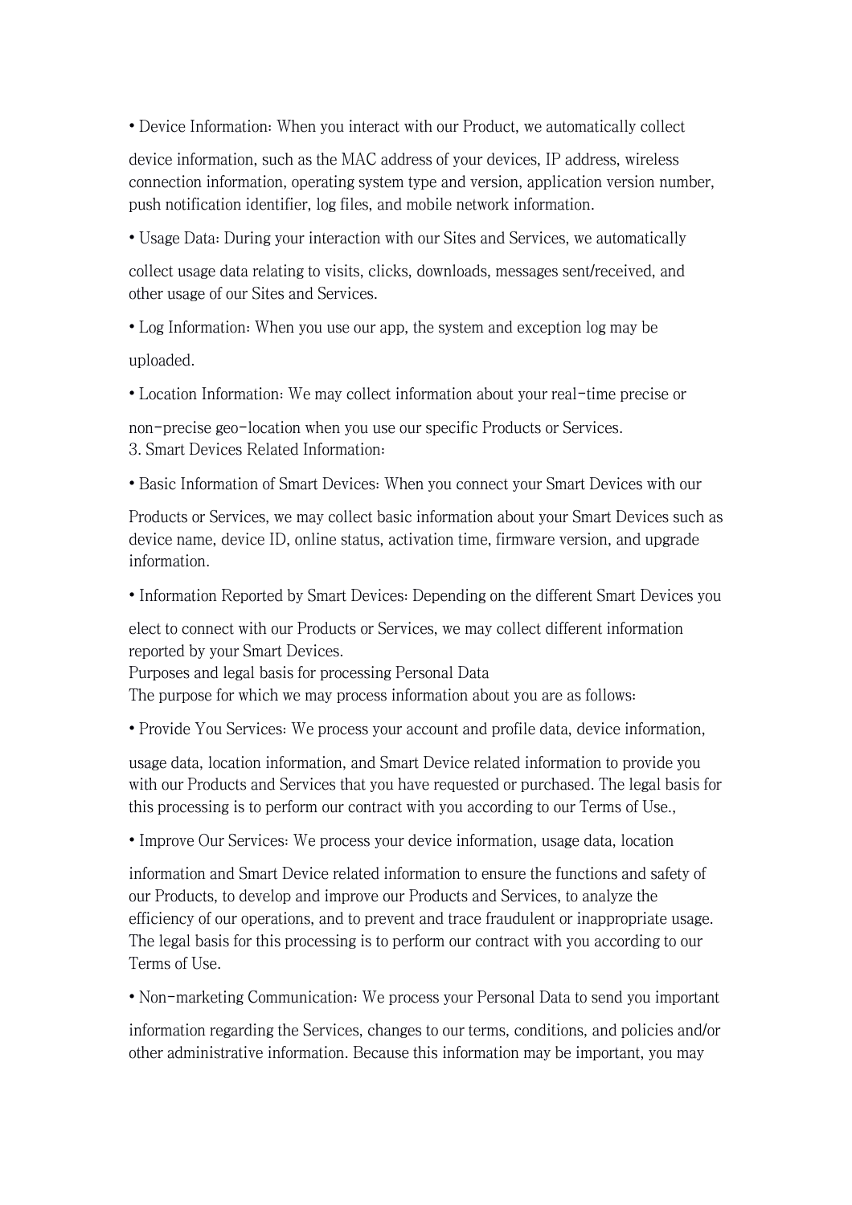- Device Information: When you interact with our Product, we automatically collect device information, such as the MAC address of your devices, IP address, wireless connection information, operating system type and version, application version number, push notification identifier, log files, and mobile network information.

- Usage Data: During your interaction with our Sites and Services, we automatically collect usage data relating to visits, clicks, downloads, messages sent/received, and other usage of our Sites and Services.

- Log Information: When you use our app, the system and exception log may be uploaded.

- Location Information: We may collect information about your real-time precise or non-precise geo-location when you use our specific Products or Services.

3. Smart Devices Related Information:

- Basic Information of Smart Devices: When you connect your Smart Devices with our Products or Services, we may collect basic information about your Smart Devices such as device name, device ID, online status, activation time, firmware version, and upgrade information.

- Information Reported by Smart Devices: Depending on the different Smart Devices you elect to connect with our Products or Services, we may collect different information reported by your Smart Devices.

Purposes and legal basis for processing Personal Data

The purpose for which we may process information about you are as follows:

- Provide You Services: We process your account and profile data, device information, usage data, location information, and Smart Device related information to provide you with our Products and Services that you have requested or purchased. The legal basis for this processing is to perform our contract with you according to our Terms of Use.,

- Improve Our Services: We process your device information, usage data, location information and Smart Device related information to ensure the functions and safety of our Products, to develop and improve our Products and Services, to analyze the efficiency of our operations, and to prevent and trace fraudulent or inappropriate usage. The legal basis for this processing is to perform our contract with you according to our Terms of Use.

- Non-marketing Communication: We process your Personal Data to send you important information regarding the Services, changes to our terms, conditions, and policies and/or other administrative information. Because this information may be important, you may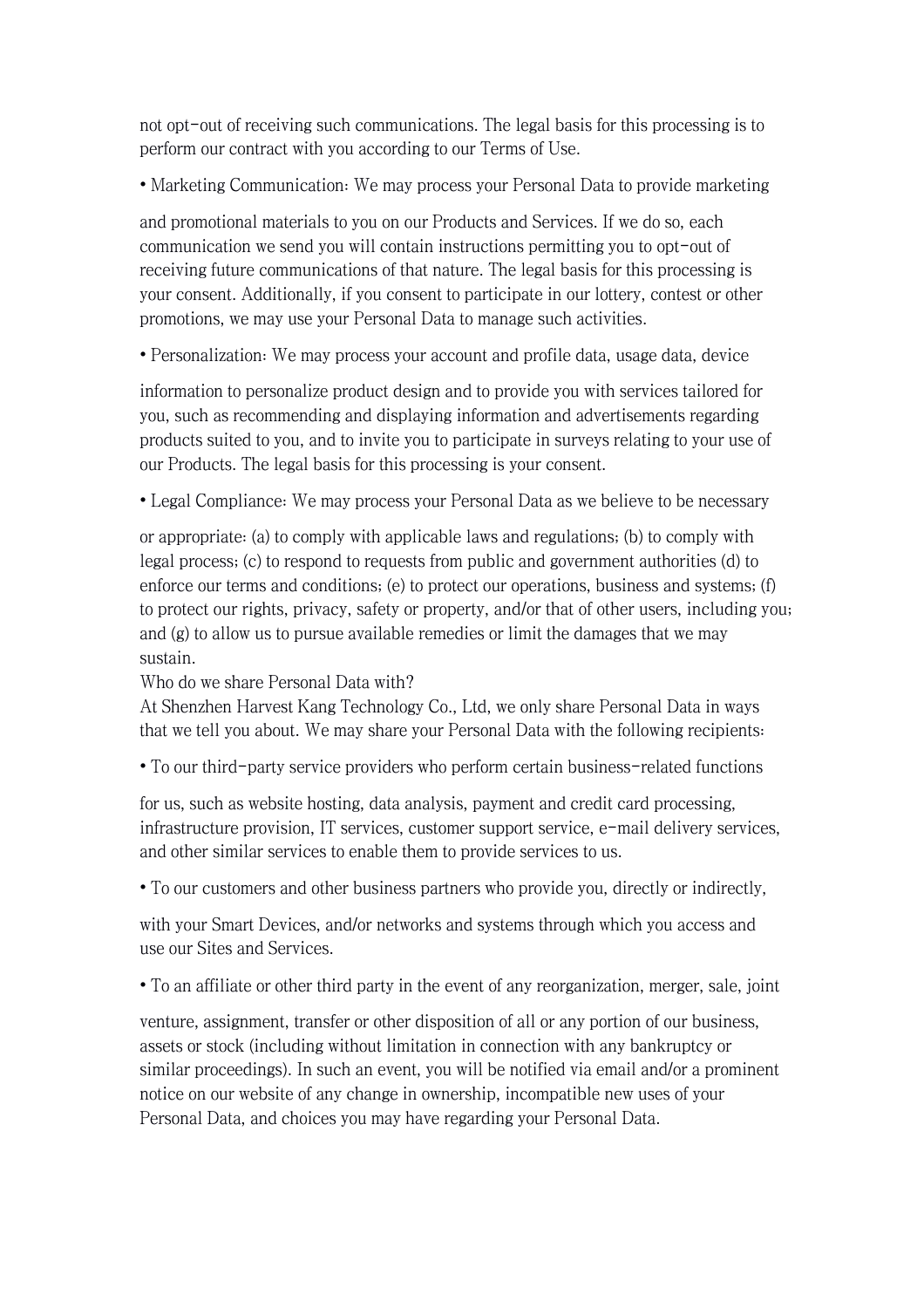not opt-out of receiving such communications. The legal basis for this processing is to perform our contract with you according to our Terms of Use.

• Marketing Communication: We may process your Personal Data to provide marketing and promotional materials to you on our Products and Services. If we do so, each communication we send you will contain instructions permitting you to opt-out of receiving future communications of that nature. The legal basis for this processing is your consent. Additionally, if you consent to participate in our lottery, contest or other promotions, we may use your Personal Data to manage such activities.

• Personalization: We may process your account and profile data, usage data, device information to personalize product design and to provide you with services tailored for you, such as recommending and displaying information and advertisements regarding products suited to you, and to invite you to participate in surveys relating to your use of our Products. The legal basis for this processing is your consent.

• Legal Compliance: We may process your Personal Data as we believe to be necessary or appropriate: (a) to comply with applicable laws and regulations; (b) to comply with legal process; (c) to respond to requests from public and government authorities (d) to enforce our terms and conditions; (e) to protect our operations, business and systems; (f) to protect our rights, privacy, safety or property, and/or that of other users, including you; and (g) to allow us to pursue available remedies or limit the damages that we may sustain.

Who do we share Personal Data with?

At Shenzhen Harvest Kang Technology Co., Ltd, we only share Personal Data in ways that we tell you about. We may share your Personal Data with the following recipients:

• To our third-party service providers who perform certain business-related functions for us, such as website hosting, data analysis, payment and credit card processing, infrastructure provision, IT services, customer support service, e-mail delivery services, and other similar services to enable them to provide services to us.

• To our customers and other business partners who provide you, directly or indirectly, with your Smart Devices, and/or networks and systems through which you access and use our Sites and Services.

• To an affiliate or other third party in the event of any reorganization, merger, sale, joint venture, assignment, transfer or other disposition of all or any portion of our business, assets or stock (including without limitation in connection with any bankruptcy or similar proceedings). In such an event, you will be notified via email and/or a prominent notice on our website of any change in ownership, incompatible new uses of your Personal Data, and choices you may have regarding your Personal Data.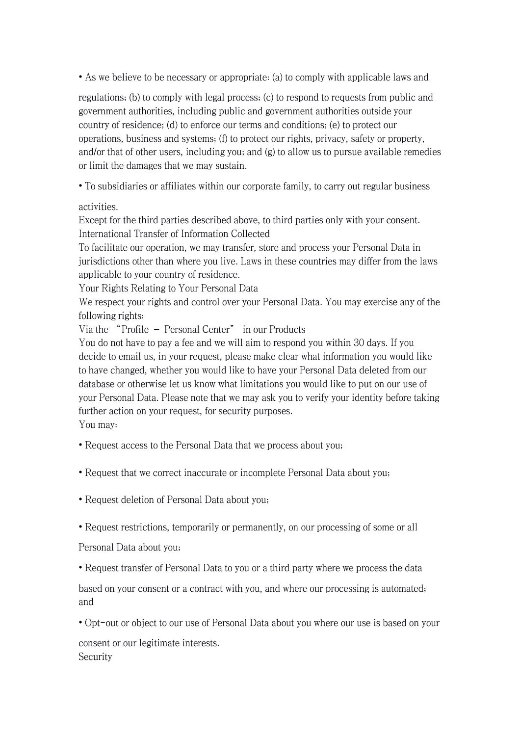- As we believe to be necessary or appropriate: (a) to comply with applicable laws and regulations; (b) to comply with legal process; (c) to respond to requests from public and government authorities, including public and government authorities outside your country of residence; (d) to enforce our terms and conditions; (e) to protect our operations, business and systems; (f) to protect our rights, privacy, safety or property, and/or that of other users, including you; and (g) to allow us to pursue available remedies or limit the damages that we may sustain.

- To subsidiaries or affiliates within our corporate family, to carry out regular business activities.

Except for the third parties described above, to third parties only with your consent.

International Transfer of Information Collected

To facilitate our operation, we may transfer, store and process your Personal Data in jurisdictions other than where you live. Laws in these countries may differ from the laws applicable to your country of residence.

Your Rights Relating to Your Personal Data

We respect your rights and control over your Personal Data. You may exercise any of the following rights:

Via the “Profile – Personal Center” in our Products

You do not have to pay a fee and we will aim to respond you within 30 days. If you decide to email us, in your request, please make clear what information you would like to have changed, whether you would like to have your Personal Data deleted from our database or otherwise let us know what limitations you would like to put on our use of your Personal Data. Please note that we may ask you to verify your identity before taking further action on your request, for security purposes.

You may:

- Request access to the Personal Data that we process about you;

- Request that we correct inaccurate or incomplete Personal Data about you;

- Request deletion of Personal Data about you;

- Request restrictions, temporarily or permanently, on our processing of some or all Personal Data about you;

- Request transfer of Personal Data to you or a third party where we process the data based on your consent or a contract with you, and where our processing is automated; and

- Opt-out or object to our use of Personal Data about you where our use is based on your consent or our legitimate interests.

Security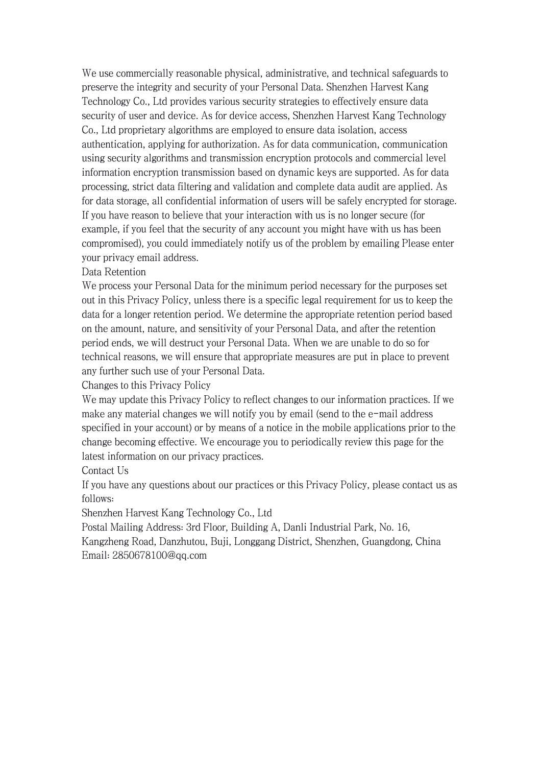We use commercially reasonable physical, administrative, and technical safeguards to preserve the integrity and security of your Personal Data. Shenzhen Harvest Kang Technology Co., Ltd provides various security strategies to effectively ensure data security of user and device. As for device access, Shenzhen Harvest Kang Technology Co., Ltd proprietary algorithms are employed to ensure data isolation, access authentication, applying for authorization. As for data communication, communication using security algorithms and transmission encryption protocols and commercial level information encryption transmission based on dynamic keys are supported. As for data processing, strict data filtering and validation and complete data audit are applied. As for data storage, all confidential information of users will be safely encrypted for storage. If you have reason to believe that your interaction with us is no longer secure (for example, if you feel that the security of any account you might have with us has been compromised), you could immediately notify us of the problem by emailing Please enter your privacy email address.

## Data Retention

We process your Personal Data for the minimum period necessary for the purposes set out in this Privacy Policy, unless there is a specific legal requirement for us to keep the data for a longer retention period. We determine the appropriate retention period based on the amount, nature, and sensitivity of your Personal Data, and after the retention period ends, we will destruct your Personal Data. When we are unable to do so for technical reasons, we will ensure that appropriate measures are put in place to prevent any further such use of your Personal Data.

## Changes to this Privacy Policy

We may update this Privacy Policy to reflect changes to our information practices. If we make any material changes we will notify you by email (send to the e-mail address specified in your account) or by means of a notice in the mobile applications prior to the change becoming effective. We encourage you to periodically review this page for the latest information on our privacy practices.

## Contact Us

If you have any questions about our practices or this Privacy Policy, please contact us as follows:

Shenzhen Harvest Kang Technology Co., Ltd

Postal Mailing Address: 3rd Floor, Building A, Danli Industrial Park, No. 16, Kangzheng Road, Danzhutou, Buji, Longgang District, Shenzhen, Guangdong, China

Email: 2850678100@qq.com